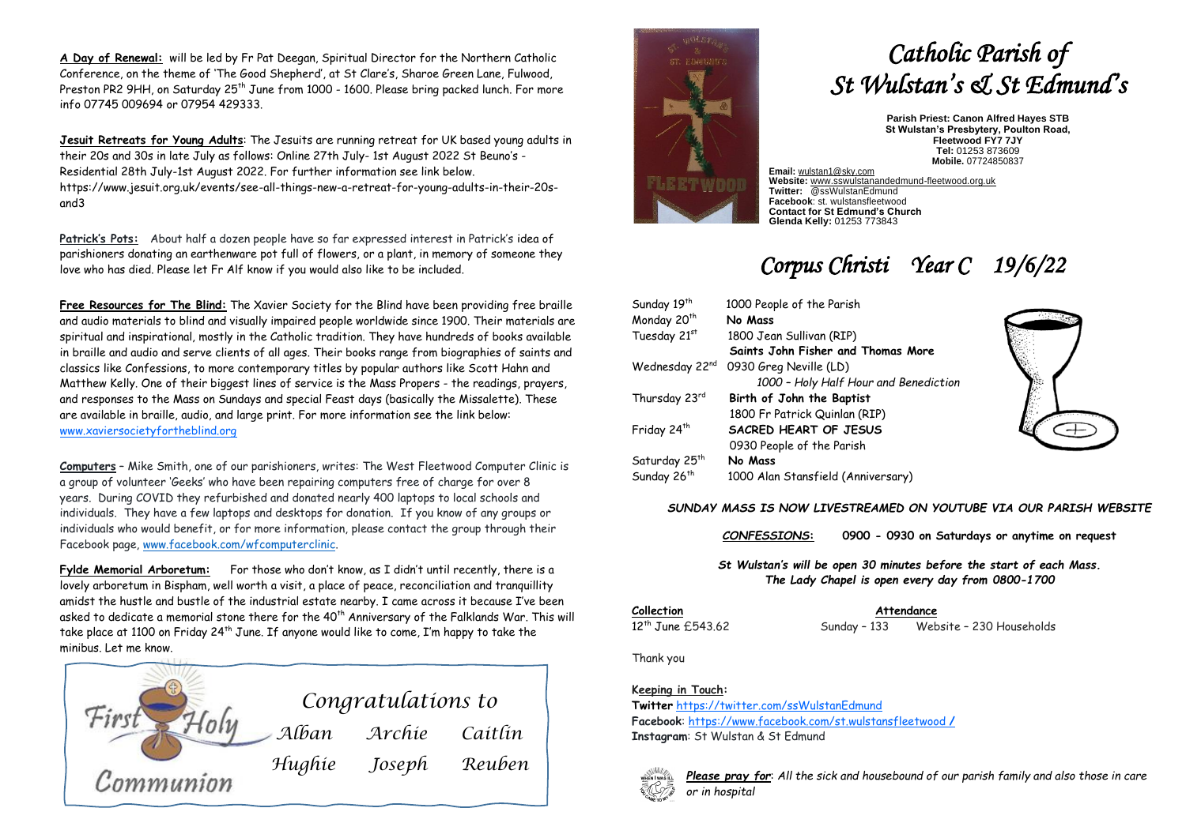**A Day of Renewal:** will be led by Fr Pat Deegan, Spiritual Director for the Northern Catholic Conference, on the theme of 'The Good Shepherd', at St Clare's, Sharoe Green Lane, Fulwood, Preston PR2 9HH, on Saturday 25th June from 1000 - 1600. Please bring packed lunch. For more info 07745 009694 or 07954 429333.

**Jesuit Retreats for Young Adults**: The Jesuits are running retreat for UK based young adults in their 20s and 30s in late July as follows: Online 27th July- 1st August 2022 St Beuno's - Residential 28th July-1st August 2022. For further information see link below. https://www.jesuit.org.uk/events/see-all-things-new-a-retreat-for-young-adults-in-their-20s-and3

**Patrick's Pots:** About half a dozen people have so far expressed interest in Patrick's idea of parishioners donating an earthenware pot full of flowers, or a plant, in memory of someone they love who has died. Please let Fr Alf know if you would also like to be included.

**Free Resources for The Blind:** The Xavier Society for the Blind have been providing free braille and audio materials to blind and visually impaired people worldwide since 1900. Their materials are spiritual and inspirational, mostly in the Catholic tradition. They have hundreds of books available in braille and audio and serve clients of all ages. Their books range from biographies of saints and classics like Confessions, to more contemporary titles by popular authors like Scott Hahn and Matthew Kelly. One of their biggest lines of service is the Mass Propers - the readings, prayers, and responses to the Mass on Sundays and special Feast days (basically the Missalette). These are available in braille, audio, and large print. For more information see the link below: www.xaviersocietyfortheblind.org

**Computers** – Mike Smith, one of our parishioners, writes: The West Fleetwood Computer Clinic is a group of volunteer 'Geeks' who have been repairing computers free of charge for over 8 years. During COVID they refurbished and donated nearly 400 laptops to local schools and individuals. They have a few laptops and desktops for donation. If you know of any groups or individuals who would benefit, or for more information, please contact the group through their Facebook page, www.facebook.com/wfcomputerclinic.

**Fylde Memorial Arboretum:** For those who don't know, as I didn't until recently, there is a lovely arboretum in Bispham, well worth a visit, a place of peace, reconciliation and tranquillity amidst the hustle and bustle of the industrial estate nearby. I came across it because I've been asked to dedicate a memorial stone there for the 40th Anniversary of the Falklands War. This will take place at 1100 on Friday 24th June. If anyone would like to come, I'm happy to take the minibus. Let me know.

**First Holy Communion**

*Congratulations to*

*Alban Archie Caitlin*
*Hughie Joseph Reuben*

# *Catholic Parish of St Wulstan's & St Edmund's*

**Parish Priest: Canon Alfred Hayes STB**
**St Wulstan's Presbytery, Poulton Road, Fleetwood FY7 7JY**
**Tel:** 01253 873609
**Mobile.** 07724850837

**Email:** wulstan1@sky.com
**Website:** www.sswulstanandedmund-fleetwood.org.uk
**Twitter:** @ssWulstanEdmund
**Facebook**: st. wulstansfleetwood
**Contact for St Edmund's Church**
**Glenda Kelly:** 01253 773843

## *Corpus Christi Year C 19/6/22*

| | |
|---|---|
| Sunday 19th | 1000 People of the Parish |
| Monday 20th | **No Mass** |
| Tuesday 21st | 1800 Jean Sullivan (RIP) |
| | **Saints John Fisher and Thomas More** |
| Wednesday 22nd | 0930 Greg Neville (LD) |
| | *1000 – Holy Half Hour and Benediction* |
| Thursday 23rd | **Birth of John the Baptist** |
| | 1800 Fr Patrick Quinlan (RIP) |
| Friday 24th | **SACRED HEART OF JESUS** |
| | 0930 People of the Parish |
| Saturday 25th | **No Mass** |
| Sunday 26th | 1000 Alan Stansfield (Anniversary) |

***SUNDAY MASS IS NOW LIVESTREAMED ON YOUTUBE VIA OUR PARISH WEBSITE***

***CONFESSIONS:*** **0900 - 0930 on Saturdays or anytime on request**

***St Wulstan's will be open 30 minutes before the start of each Mass. The Lady Chapel is open every day from 0800-1700***

**Collection**
12th June £543.62

**Attendance**
Sunday – 133 Website – 230 Households

Thank you

**Keeping in Touch:**
**Twitter** https://twitter.com/ssWulstanEdmund
**Facebook**: https://www.facebook.com/st.wulstansfleetwood /
**Instagram**: St Wulstan & St Edmund

***Please pray for***: *All the sick and housebound of our parish family and also those in care or in hospital*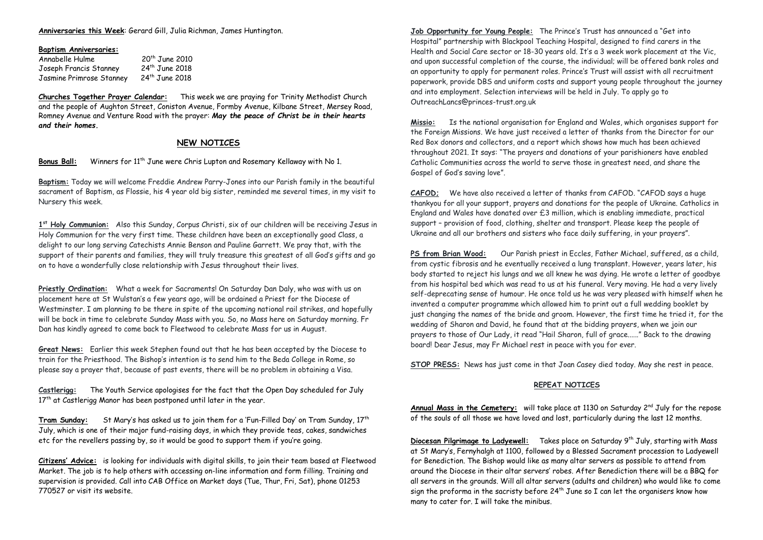**Anniversaries this Week**: Gerard Gill, Julia Richman, James Huntington.

**Baptism Anniversaries:**

| | |
|---|---|
| Annabelle Hulme | 20th June 2010 |
| Joseph Francis Stanney | 24th June 2018 |
| Jasmine Primrose Stanney | 24th June 2018 |

**Churches Together Prayer Calendar:** This week we are praying for Trinity Methodist Church and the people of Aughton Street, Coniston Avenue, Formby Avenue, Kilbane Street, Mersey Road, Romney Avenue and Venture Road with the prayer: ***May the peace of Christ be in their hearts and their homes.***

## NEW NOTICES

**Bonus Ball:** Winners for 11th June were Chris Lupton and Rosemary Kellaway with No 1.

**Baptism:** Today we will welcome Freddie Andrew Parry-Jones into our Parish family in the beautiful sacrament of Baptism, as Flossie, his 4 year old big sister, reminded me several times, in my visit to Nursery this week.

**1st Holy Communion:** Also this Sunday, Corpus Christi, six of our children will be receiving Jesus in Holy Communion for the very first time. These children have been an exceptionally good Class, a delight to our long serving Catechists Annie Benson and Pauline Garrett. We pray that, with the support of their parents and families, they will truly treasure this greatest of all God's gifts and go on to have a wonderfully close relationship with Jesus throughout their lives.

**Priestly Ordination:** What a week for Sacraments! On Saturday Dan Daly, who was with us on placement here at St Wulstan's a few years ago, will be ordained a Priest for the Diocese of Westminster. I am planning to be there in spite of the upcoming national rail strikes, and hopefully will be back in time to celebrate Sunday Mass with you. So, no Mass here on Saturday morning. Fr Dan has kindly agreed to come back to Fleetwood to celebrate Mass for us in August.

**Great News:** Earlier this week Stephen found out that he has been accepted by the Diocese to train for the Priesthood. The Bishop's intention is to send him to the Beda College in Rome, so please say a prayer that, because of past events, there will be no problem in obtaining a Visa.

**Castlerigg:** The Youth Service apologises for the fact that the Open Day scheduled for July 17th at Castlerigg Manor has been postponed until later in the year.

**Tram Sunday:** St Mary's has asked us to join them for a 'Fun-Filled Day' on Tram Sunday, 17th July, which is one of their major fund-raising days, in which they provide teas, cakes, sandwiches etc for the revellers passing by, so it would be good to support them if you're going.

**Citizens' Advice:** is looking for individuals with digital skills, to join their team based at Fleetwood Market. The job is to help others with accessing on-line information and form filling. Training and supervision is provided. Call into CAB Office on Market days (Tue, Thur, Fri, Sat), phone 01253 770527 or visit its website.

**Job Opportunity for Young People:** The Prince's Trust has announced a "Get into Hospital" partnership with Blackpool Teaching Hospital, designed to find carers in the Health and Social Care sector or 18-30 years old. It's a 3 week work placement at the Vic, and upon successful completion of the course, the individual; will be offered bank roles and an opportunity to apply for permanent roles. Prince's Trust will assist with all recruitment paperwork, provide DBS and uniform costs and support young people throughout the journey and into employment. Selection interviews will be held in July. To apply go to OutreachLancs@princes-trust.org.uk

**Missio:** Is the national organisation for England and Wales, which organises support for the Foreign Missions. We have just received a letter of thanks from the Director for our Red Box donors and collectors, and a report which shows how much has been achieved throughout 2021. It says: "The prayers and donations of your parishioners have enabled Catholic Communities across the world to serve those in greatest need, and share the Gospel of God's saving love".

**CAFOD;** We have also received a letter of thanks from CAFOD. "CAFOD says a huge thankyou for all your support, prayers and donations for the people of Ukraine. Catholics in England and Wales have donated over £3 million, which is enabling immediate, practical support – provision of food, clothing, shelter and transport. Please keep the people of Ukraine and all our brothers and sisters who face daily suffering, in your prayers".

**PS from Brian Wood:** Our Parish priest in Eccles, Father Michael, suffered, as a child, from cystic fibrosis and he eventually received a lung transplant. However, years later, his body started to reject his lungs and we all knew he was dying. He wrote a letter of goodbye from his hospital bed which was read to us at his funeral. Very moving. He had a very lively self-deprecating sense of humour. He once told us he was very pleased with himself when he invented a computer programme which allowed him to print out a full wedding booklet by just changing the names of the bride and groom. However, the first time he tried it, for the wedding of Sharon and David, he found that at the bidding prayers, when we join our prayers to those of Our Lady, it read "Hail Sharon, full of grace……" Back to the drawing board! Dear Jesus, may Fr Michael rest in peace with you for ever.

**STOP PRESS:** News has just come in that Joan Casey died today. May she rest in peace.

## REPEAT NOTICES

**Annual Mass in the Cemetery:** will take place at 1130 on Saturday 2nd July for the repose of the souls of all those we have loved and lost, particularly during the last 12 months.

**Diocesan Pilgrimage to Ladyewell:** Takes place on Saturday 9th July, starting with Mass at St Mary's, Fernyhalgh at 1100, followed by a Blessed Sacrament procession to Ladyewell for Benediction. The Bishop would like as many altar servers as possible to attend from around the Diocese in their altar servers' robes. After Benediction there will be a BBQ for all servers in the grounds. Will all altar servers (adults and children) who would like to come sign the proforma in the sacristy before 24th June so I can let the organisers know how many to cater for. I will take the minibus.